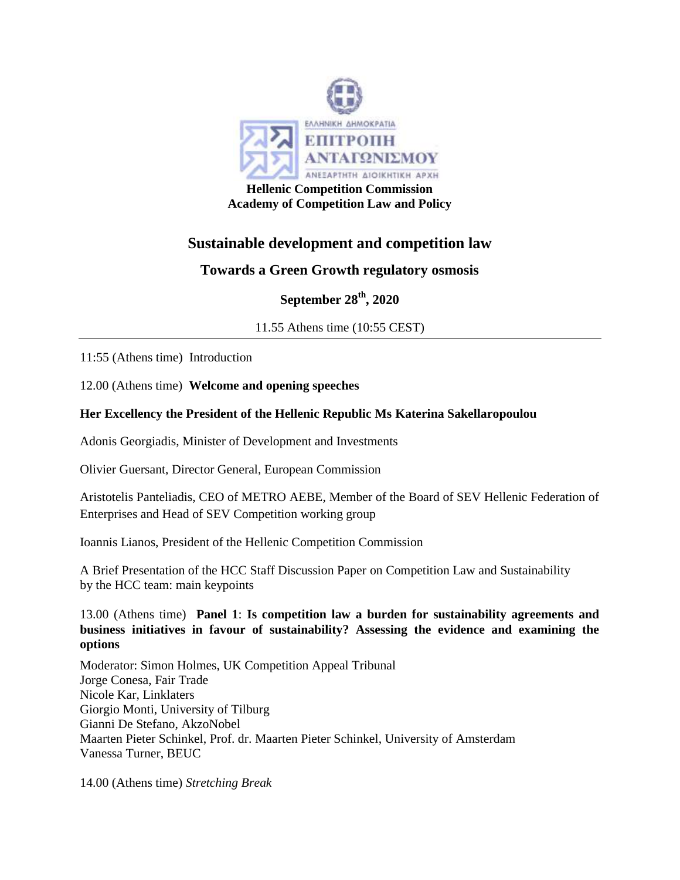ΕΛΛΗΝΙΚΗ ΔΗΜΟΚΡΑΤΙΑ
ΕΠΙΤΡΟΠΗ ΑΝΤΑΓΩΝΙΣΜΟΥ
ΑΝΕΞΑΡΤΗΤΗ ΔΙΟΙΚΗΤΙΚΗ ΑΡΧΗ

**Hellenic Competition Commission**
**Academy of Competition Law and Policy**

# Sustainable development and competition law

## Towards a Green Growth regulatory osmosis

### September 28th, 2020

11.55 Athens time (10:55 CEST)

---

11:55 (Athens time) Introduction

12.00 (Athens time) **Welcome and opening speeches**

**Her Excellency the President of the Hellenic Republic Ms Katerina Sakellaropoulou**

Adonis Georgiadis, Minister of Development and Investments

Olivier Guersant, Director General, European Commission

Aristotelis Panteliadis, CEO of METRO AEBE, Member of the Board of SEV Hellenic Federation of Enterprises and Head of SEV Competition working group

Ioannis Lianos, President of the Hellenic Competition Commission

A Brief Presentation of the HCC Staff Discussion Paper on Competition Law and Sustainability by the HCC team: main keypoints

13.00 (Athens time) **Panel 1**: **Is competition law a burden for sustainability agreements and business initiatives in favour of sustainability? Assessing the evidence and examining the options**

Moderator: Simon Holmes, UK Competition Appeal Tribunal
Jorge Conesa, Fair Trade
Nicole Kar, Linklaters
Giorgio Monti, University of Tilburg
Gianni De Stefano, AkzoNobel
Maarten Pieter Schinkel, Prof. dr. Maarten Pieter Schinkel, University of Amsterdam
Vanessa Turner, BEUC

14.00 (Athens time) *Stretching Break*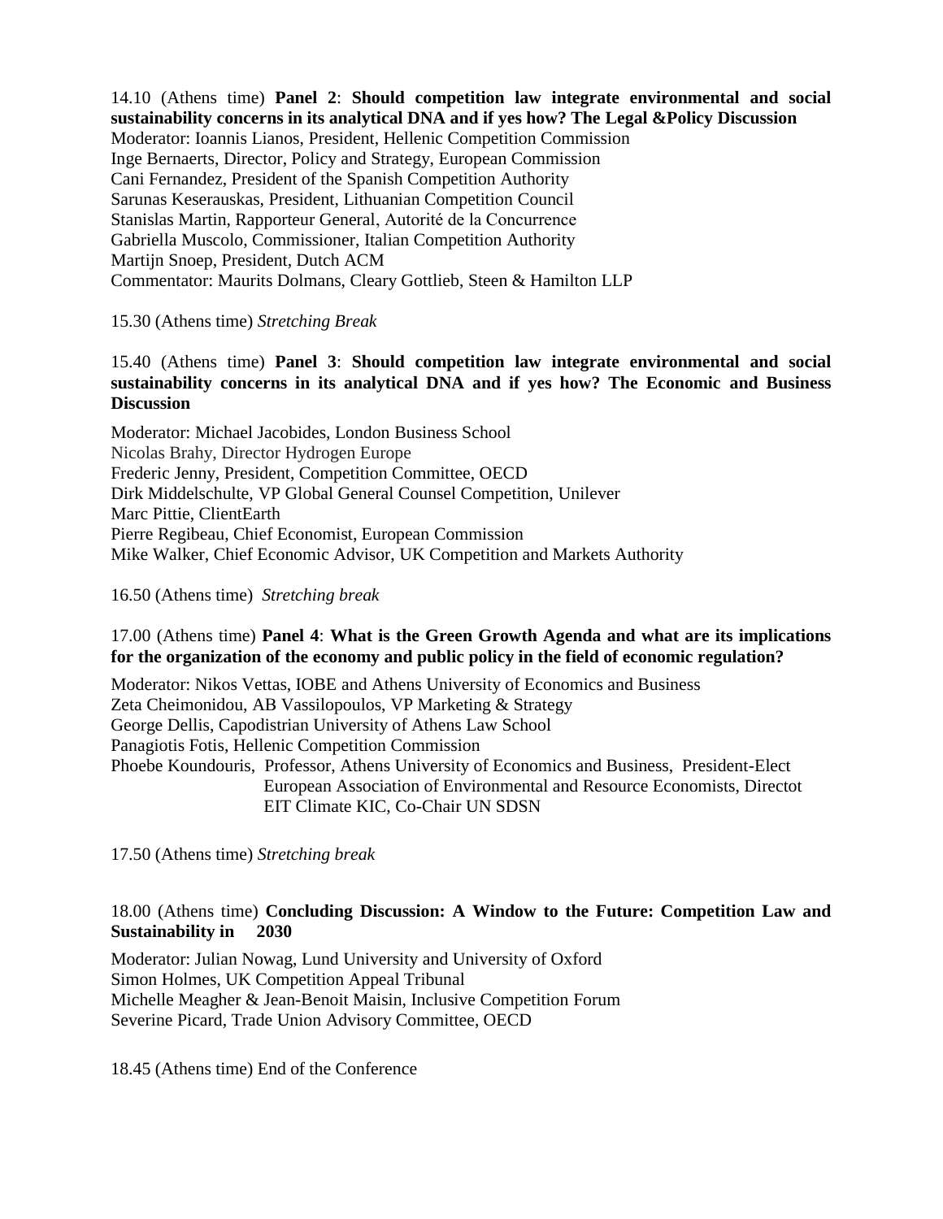14.10 (Athens time) **Panel 2**: **Should competition law integrate environmental and social sustainability concerns in its analytical DNA and if yes how? The Legal &Policy Discussion**
Moderator: Ioannis Lianos, President, Hellenic Competition Commission
Inge Bernaerts, Director, Policy and Strategy, European Commission
Cani Fernandez, President of the Spanish Competition Authority
Sarunas Keserauskas, President, Lithuanian Competition Council
Stanislas Martin, Rapporteur General, Autorité de la Concurrence
Gabriella Muscolo, Commissioner, Italian Competition Authority
Martijn Snoep, President, Dutch ACM
Commentator: Maurits Dolmans, Cleary Gottlieb, Steen & Hamilton LLP

15.30 (Athens time) *Stretching Break*

15.40 (Athens time) **Panel 3**: **Should competition law integrate environmental and social sustainability concerns in its analytical DNA and if yes how? The Economic and Business Discussion**

Moderator: Michael Jacobides, London Business School
Nicolas Brahy, Director Hydrogen Europe
Frederic Jenny, President, Competition Committee, OECD
Dirk Middelschulte, VP Global General Counsel Competition, Unilever
Marc Pittie, ClientEarth
Pierre Regibeau, Chief Economist, European Commission
Mike Walker, Chief Economic Advisor, UK Competition and Markets Authority

16.50 (Athens time) *Stretching break*

17.00 (Athens time) **Panel 4**: **What is the Green Growth Agenda and what are its implications for the organization of the economy and public policy in the field of economic regulation?**

Moderator: Nikos Vettas, IOBE and Athens University of Economics and Business
Zeta Cheimonidou, AB Vassilopoulos, VP Marketing & Strategy
George Dellis, Capodistrian University of Athens Law School
Panagiotis Fotis, Hellenic Competition Commission
Phoebe Koundouris, Professor, Athens University of Economics and Business, President-Elect European Association of Environmental and Resource Economists, Directot EIT Climate KIC, Co-Chair UN SDSN

17.50 (Athens time) *Stretching break*

18.00 (Athens time) **Concluding Discussion: A Window to the Future: Competition Law and Sustainability in 2030**

Moderator: Julian Nowag, Lund University and University of Oxford
Simon Holmes, UK Competition Appeal Tribunal
Michelle Meagher & Jean-Benoit Maisin, Inclusive Competition Forum
Severine Picard, Trade Union Advisory Committee, OECD

18.45 (Athens time) End of the Conference